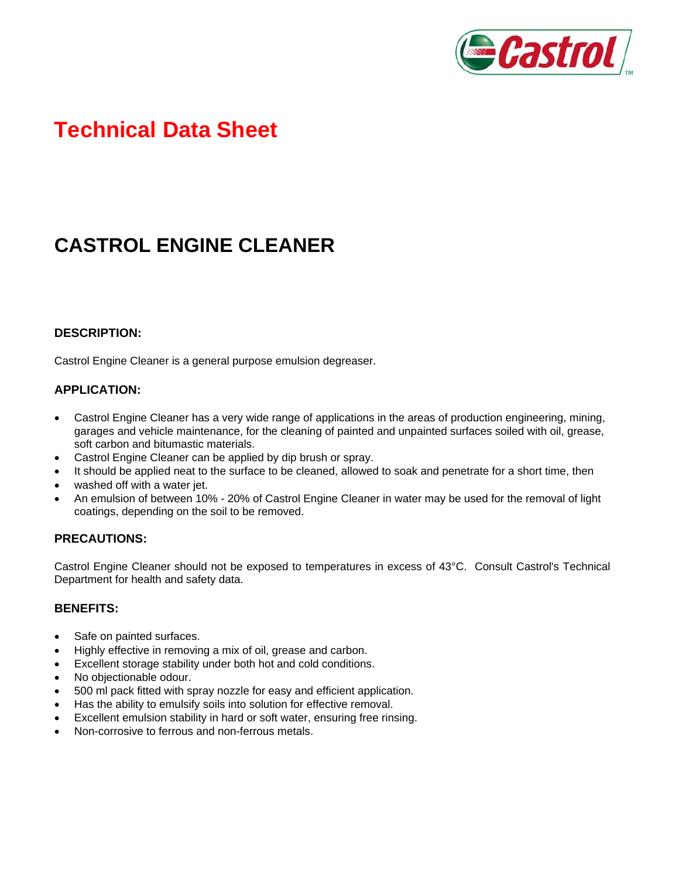# Technical Data Sheet

## CASTROL ENGINE CLEANER

### DESCRIPTION:

Castrol Engine Cleaner is a general purpose emulsion degreaser.

### APPLICATION:

- Castrol Engine Cleaner has a very wide range of applications in the areas of production engineering, mining, garages and vehicle maintenance, for the cleaning of painted and unpainted surfaces soiled with oil, grease, soft carbon and bitumastic materials.
- Castrol Engine Cleaner can be applied by dip brush or spray.
- It should be applied neat to the surface to be cleaned, allowed to soak and penetrate for a short time, then
- washed off with a water jet.
- An emulsion of between 10% - 20% of Castrol Engine Cleaner in water may be used for the removal of light coatings, depending on the soil to be removed.

### PRECAUTIONS:

Castrol Engine Cleaner should not be exposed to temperatures in excess of 43°C. Consult Castrol's Technical Department for health and safety data.

### BENEFITS:

- Safe on painted surfaces.
- Highly effective in removing a mix of oil, grease and carbon.
- Excellent storage stability under both hot and cold conditions.
- No objectionable odour.
- 500 ml pack fitted with spray nozzle for easy and efficient application.
- Has the ability to emulsify soils into solution for effective removal.
- Excellent emulsion stability in hard or soft water, ensuring free rinsing.
- Non-corrosive to ferrous and non-ferrous metals.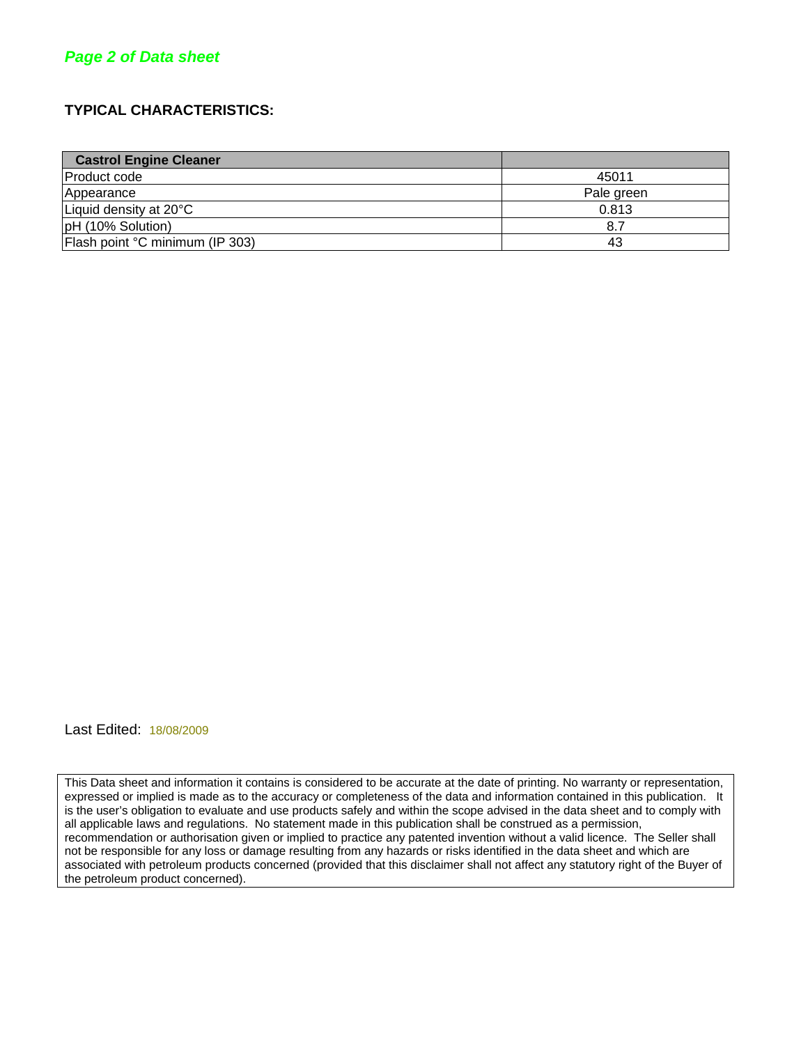## TYPICAL CHARACTERISTICS:

| Castrol Engine Cleaner | |
|---|---|
| Product code | 45011 |
| Appearance | Pale green |
| Liquid density at 20°C | 0.813 |
| pH (10% Solution) | 8.7 |
| Flash point °C minimum (IP 303) | 43 |

Last Edited: 18/08/2009

This Data sheet and information it contains is considered to be accurate at the date of printing. No warranty or representation, expressed or implied is made as to the accuracy or completeness of the data and information contained in this publication. It is the user's obligation to evaluate and use products safely and within the scope advised in the data sheet and to comply with all applicable laws and regulations. No statement made in this publication shall be construed as a permission, recommendation or authorisation given or implied to practice any patented invention without a valid licence. The Seller shall not be responsible for any loss or damage resulting from any hazards or risks identified in the data sheet and which are associated with petroleum products concerned (provided that this disclaimer shall not affect any statutory right of the Buyer of the petroleum product concerned).